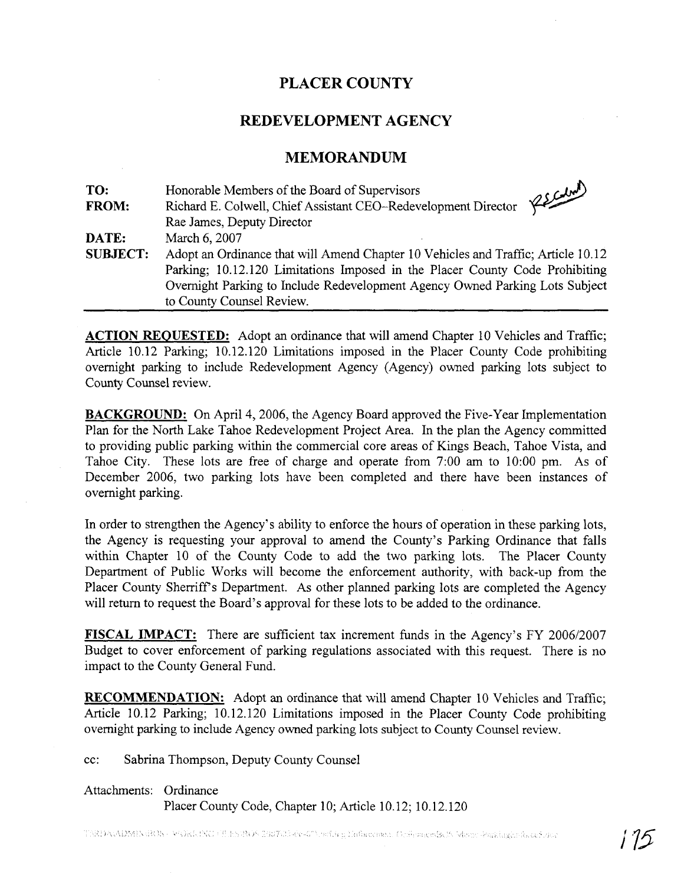# PLACER COUNTY

## REDEVELOPMENT AGENCY

## MEMORANDUM

**TO:** Honorable Members of the Board of Supervisors

**FROM:** Richard E. Colwell, Chief Assistant CEO–Redevelopment Director
Rae James, Deputy Director

**DATE:** March 6, 2007

**SUBJECT:** Adopt an Ordinance that will Amend Chapter 10 Vehicles and Traffic; Article 10.12 Parking; 10.12.120 Limitations Imposed in the Placer County Code Prohibiting Overnight Parking to Include Redevelopment Agency Owned Parking Lots Subject to County Counsel Review.

---

**ACTION REQUESTED:** Adopt an ordinance that will amend Chapter 10 Vehicles and Traffic; Article 10.12 Parking; 10.12.120 Limitations imposed in the Placer County Code prohibiting overnight parking to include Redevelopment Agency (Agency) owned parking lots subject to County Counsel review.

**BACKGROUND:** On April 4, 2006, the Agency Board approved the Five-Year Implementation Plan for the North Lake Tahoe Redevelopment Project Area. In the plan the Agency committed to providing public parking within the commercial core areas of Kings Beach, Tahoe Vista, and Tahoe City. These lots are free of charge and operate from 7:00 am to 10:00 pm. As of December 2006, two parking lots have been completed and there have been instances of overnight parking.

In order to strengthen the Agency's ability to enforce the hours of operation in these parking lots, the Agency is requesting your approval to amend the County's Parking Ordinance that falls within Chapter 10 of the County Code to add the two parking lots. The Placer County Department of Public Works will become the enforcement authority, with back-up from the Placer County Sherriff's Department. As other planned parking lots are completed the Agency will return to request the Board's approval for these lots to be added to the ordinance.

**FISCAL IMPACT:** There are sufficient tax increment funds in the Agency's FY 2006/2007 Budget to cover enforcement of parking regulations associated with this request. There is no impact to the County General Fund.

**RECOMMENDATION:** Adopt an ordinance that will amend Chapter 10 Vehicles and Traffic; Article 10.12 Parking; 10.12.120 Limitations imposed in the Placer County Code prohibiting overnight parking to include Agency owned parking lots subject to County Counsel review.

cc: Sabrina Thompson, Deputy County Counsel

Attachments: Ordinance
Placer County Code, Chapter 10; Article 10.12; 10.12.120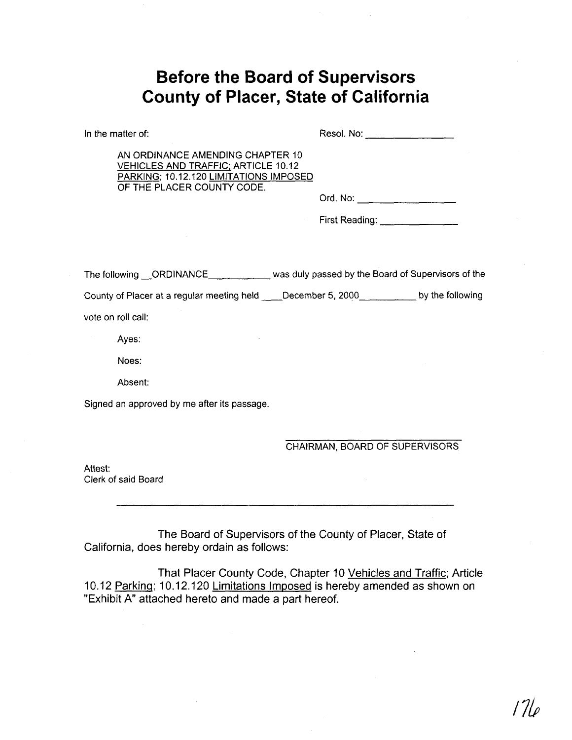# Before the Board of Supervisors County of Placer, State of California

In the matter of:

AN ORDINANCE AMENDING CHAPTER 10 VEHICLES AND TRAFFIC; ARTICLE 10.12 PARKING; 10.12.120 LIMITATIONS IMPOSED OF THE PLACER COUNTY CODE.

Resol. No: ______________

Ord. No: ______________

First Reading: ______________

The following __ORDINANCE__________ was duly passed by the Board of Supervisors of the County of Placer at a regular meeting held ____December 5, 2000__________ by the following vote on roll call:

Ayes:

Noes:

Absent:

Signed an approved by me after its passage.

______________________________
CHAIRMAN, BOARD OF SUPERVISORS

Attest:
Clerk of said Board

______________________________

The Board of Supervisors of the County of Placer, State of California, does hereby ordain as follows:

That Placer County Code, Chapter 10 Vehicles and Traffic; Article 10.12 Parking; 10.12.120 Limitations Imposed is hereby amended as shown on "Exhibit A" attached hereto and made a part hereof.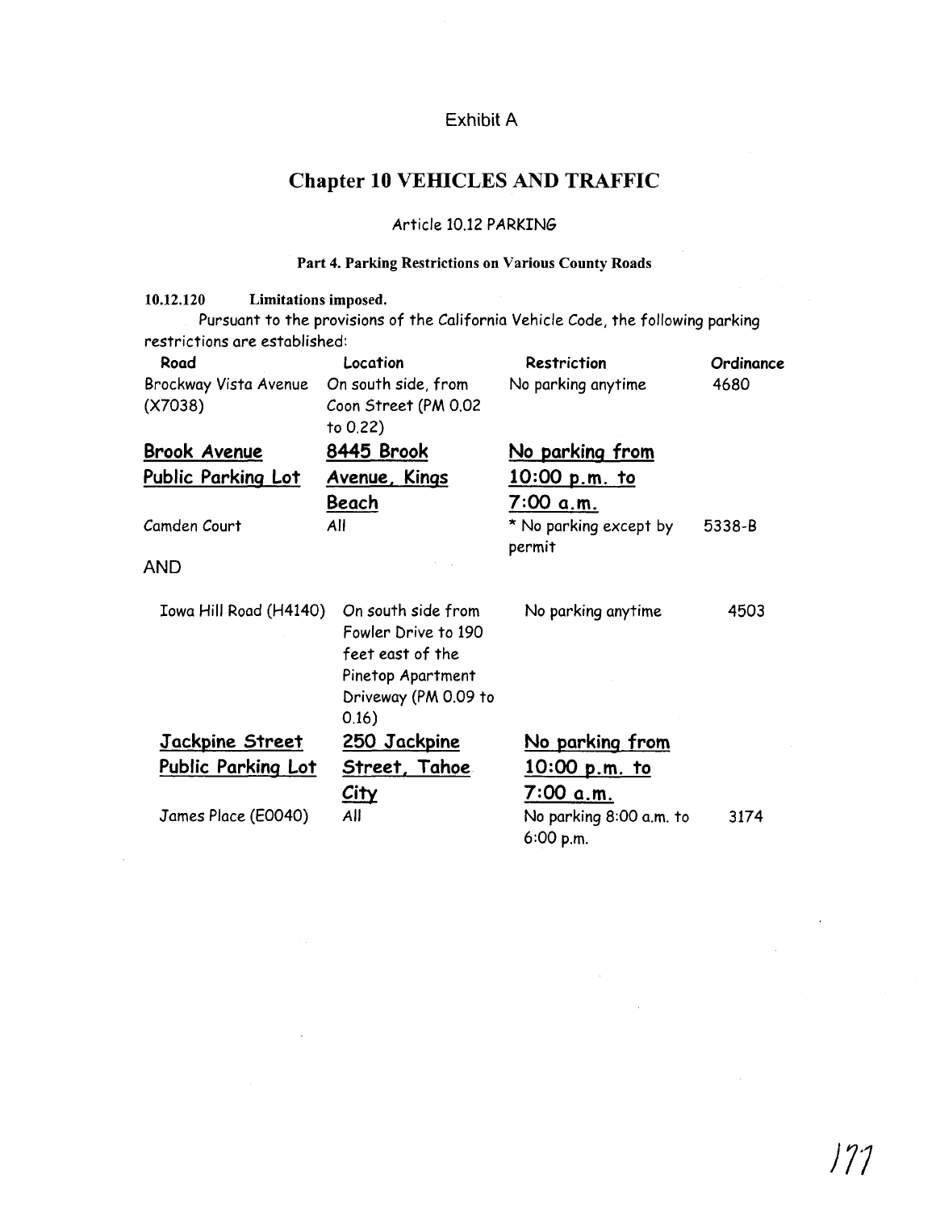Exhibit A

# Chapter 10 VEHICLES AND TRAFFIC

## Article 10.12 PARKING

### Part 4. Parking Restrictions on Various County Roads

**10.12.120 Limitations imposed.**

Pursuant to the provisions of the California Vehicle Code, the following parking restrictions are established:

| Road | Location | Restriction | Ordinance |
|---|---|---|---|
| Brockway Vista Avenue (X7038) | On south side, from Coon Street (PM 0.02 to 0.22) | No parking anytime | 4680 |
| **Brook Avenue Public Parking Lot** | **8445 Brook Avenue, Kings Beach** | **No parking from 10:00 p.m. to 7:00 a.m.** | |
| Camden Court | All | * No parking except by permit | 5338-B |

AND

| Road | Location | Restriction | Ordinance |
|---|---|---|---|
| Iowa Hill Road (H4140) | On south side from Fowler Drive to 190 feet east of the Pinetop Apartment Driveway (PM 0.09 to 0.16) | No parking anytime | 4503 |
| **Jackpine Street Public Parking Lot** | **250 Jackpine Street, Tahoe City** | **No parking from 10:00 p.m. to 7:00 a.m.** | |
| James Place (E0040) | All | No parking 8:00 a.m. to 6:00 p.m. | 3174 |